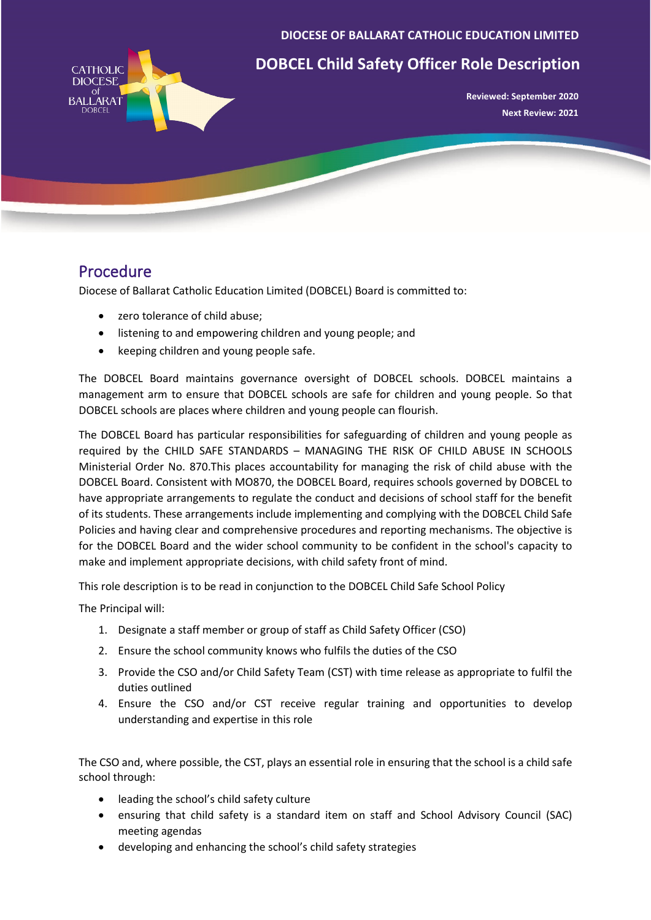**DIOCESE OF BALLARAT CATHOLIC EDUCATION LIMITED**

# DOBCEL Child Safety Officer Role Description

**Reviewed: September 2020**

**Next Review: 2021**

## Procedure

Diocese of Ballarat Catholic Education Limited (DOBCEL) Board is committed to:

- zero tolerance of child abuse;
- listening to and empowering children and young people; and
- keeping children and young people safe.

The DOBCEL Board maintains governance oversight of DOBCEL schools. DOBCEL maintains a management arm to ensure that DOBCEL schools are safe for children and young people. So that DOBCEL schools are places where children and young people can flourish.

The DOBCEL Board has particular responsibilities for safeguarding of children and young people as required by the CHILD SAFE STANDARDS – MANAGING THE RISK OF CHILD ABUSE IN SCHOOLS Ministerial Order No. 870.This places accountability for managing the risk of child abuse with the DOBCEL Board. Consistent with MO870, the DOBCEL Board, requires schools governed by DOBCEL to have appropriate arrangements to regulate the conduct and decisions of school staff for the benefit of its students. These arrangements include implementing and complying with the DOBCEL Child Safe Policies and having clear and comprehensive procedures and reporting mechanisms. The objective is for the DOBCEL Board and the wider school community to be confident in the school's capacity to make and implement appropriate decisions, with child safety front of mind.

This role description is to be read in conjunction to the DOBCEL Child Safe School Policy

The Principal will:

1. Designate a staff member or group of staff as Child Safety Officer (CSO)
2. Ensure the school community knows who fulfils the duties of the CSO
3. Provide the CSO and/or Child Safety Team (CST) with time release as appropriate to fulfil the duties outlined
4. Ensure the CSO and/or CST receive regular training and opportunities to develop understanding and expertise in this role

The CSO and, where possible, the CST, plays an essential role in ensuring that the school is a child safe school through:

- leading the school's child safety culture
- ensuring that child safety is a standard item on staff and School Advisory Council (SAC) meeting agendas
- developing and enhancing the school's child safety strategies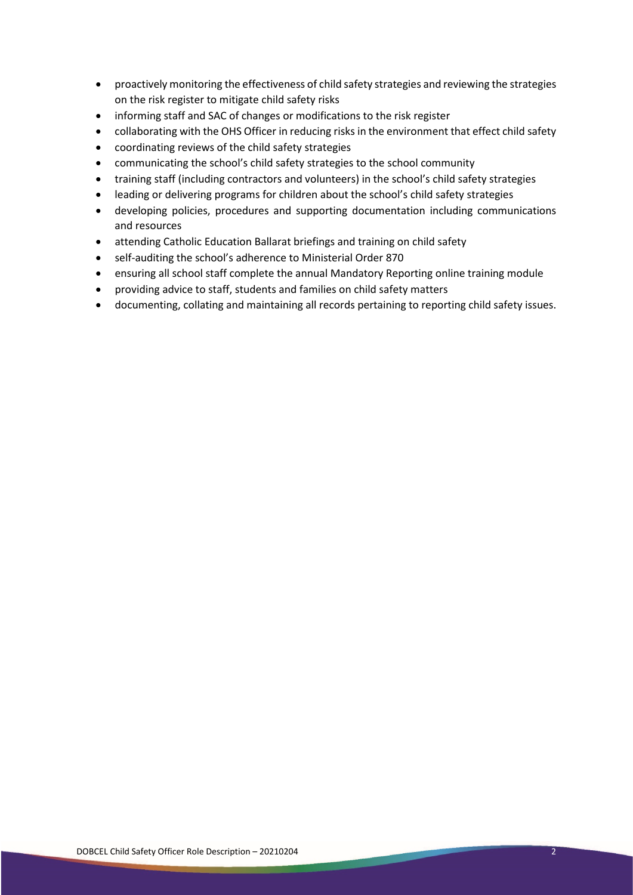- proactively monitoring the effectiveness of child safety strategies and reviewing the strategies on the risk register to mitigate child safety risks
- informing staff and SAC of changes or modifications to the risk register
- collaborating with the OHS Officer in reducing risks in the environment that effect child safety
- coordinating reviews of the child safety strategies
- communicating the school's child safety strategies to the school community
- training staff (including contractors and volunteers) in the school's child safety strategies
- leading or delivering programs for children about the school's child safety strategies
- developing policies, procedures and supporting documentation including communications and resources
- attending Catholic Education Ballarat briefings and training on child safety
- self-auditing the school's adherence to Ministerial Order 870
- ensuring all school staff complete the annual Mandatory Reporting online training module
- providing advice to staff, students and families on child safety matters
- documenting, collating and maintaining all records pertaining to reporting child safety issues.